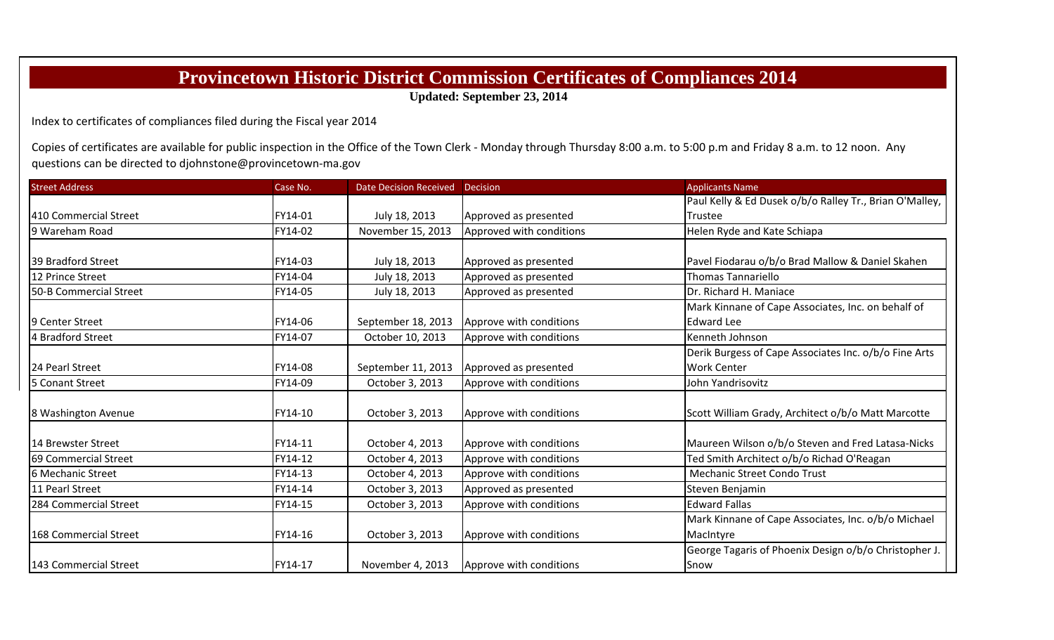# Provincetown Historic District Commission Certificates of Compliances 2014

**Updated: September 23, 2014**

Index to certificates of compliances filed during the Fiscal year 2014

Copies of certificates are available for public inspection in the Office of the Town Clerk - Monday through Thursday 8:00 a.m. to 5:00 p.m and Friday 8 a.m. to 12 noon. Any questions can be directed to djohnstone@provincetown-ma.gov

| Street Address | Case No. | Date Decision Received | Decision | Applicants Name |
|---|---|---|---|---|
| 410 Commercial Street | FY14-01 | July 18, 2013 | Approved as presented | Paul Kelly & Ed Dusek o/b/o Ralley Tr., Brian O'Malley, Trustee |
| 9 Wareham Road | FY14-02 | November 15, 2013 | Approved with conditions | Helen Ryde and Kate Schiapa |
| 39 Bradford Street | FY14-03 | July 18, 2013 | Approved as presented | Pavel Fiodarau o/b/o Brad Mallow & Daniel Skahen |
| 12 Prince Street | FY14-04 | July 18, 2013 | Approved as presented | Thomas Tannariello |
| 50-B Commercial Street | FY14-05 | July 18, 2013 | Approved as presented | Dr. Richard H. Maniace |
| 9 Center Street | FY14-06 | September 18, 2013 | Approve with conditions | Mark Kinnane of Cape Associates, Inc. on behalf of Edward Lee |
| 4 Bradford Street | FY14-07 | October 10, 2013 | Approve with conditions | Kenneth Johnson |
| 24 Pearl Street | FY14-08 | September 11, 2013 | Approved as presented | Derik Burgess of Cape Associates Inc. o/b/o Fine Arts Work Center |
| 5 Conant Street | FY14-09 | October 3, 2013 | Approve with conditions | John Yandrisovitz |
| 8 Washington Avenue | FY14-10 | October 3, 2013 | Approve with conditions | Scott William Grady, Architect o/b/o Matt Marcotte |
| 14 Brewster Street | FY14-11 | October 4, 2013 | Approve with conditions | Maureen Wilson o/b/o Steven and Fred Latasa-Nicks |
| 69 Commercial Street | FY14-12 | October 4, 2013 | Approve with conditions | Ted Smith Architect o/b/o Richad O'Reagan |
| 6 Mechanic Street | FY14-13 | October 4, 2013 | Approve with conditions | Mechanic Street Condo Trust |
| 11 Pearl Street | FY14-14 | October 3, 2013 | Approved as presented | Steven Benjamin |
| 284 Commercial Street | FY14-15 | October 3, 2013 | Approve with conditions | Edward Fallas |
| 168 Commercial Street | FY14-16 | October 3, 2013 | Approve with conditions | Mark Kinnane of Cape Associates, Inc. o/b/o Michael MacIntyre |
| 143 Commercial Street | FY14-17 | November 4, 2013 | Approve with conditions | George Tagaris of Phoenix Design o/b/o Christopher J. Snow |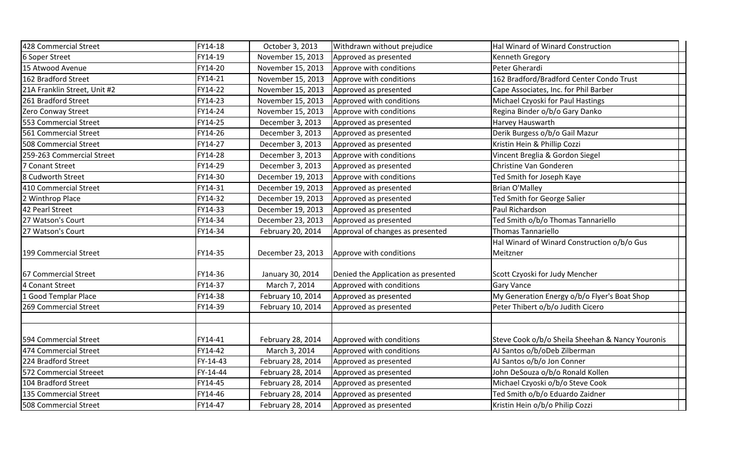| | | | | |
|---|---|---|---|---|
| 428 Commercial Street | FY14-18 | October 3, 2013 | Withdrawn without prejudice | Hal Winard of Winard Construction |
| 6 Soper Street | FY14-19 | November 15, 2013 | Approved as presented | Kenneth Gregory |
| 15 Atwood Avenue | FY14-20 | November 15, 2013 | Approve with conditions | Peter Gherardi |
| 162 Bradford Street | FY14-21 | November 15, 2013 | Approve with conditions | 162 Bradford/Bradford Center Condo Trust |
| 21A Franklin Street, Unit #2 | FY14-22 | November 15, 2013 | Approved as presented | Cape Associates, Inc. for Phil Barber |
| 261 Bradford Street | FY14-23 | November 15, 2013 | Approved with conditions | Michael Czyoski for Paul Hastings |
| Zero Conway Street | FY14-24 | November 15, 2013 | Approve with conditions | Regina Binder o/b/o Gary Danko |
| 553 Commercial Street | FY14-25 | December 3, 2013 | Approved as presented | Harvey Hauswarth |
| 561 Commercial Street | FY14-26 | December 3, 2013 | Approved as presented | Derik Burgess o/b/o Gail Mazur |
| 508 Commercial Street | FY14-27 | December 3, 2013 | Approved as presented | Kristin Hein & Phillip Cozzi |
| 259-263 Commercial Street | FY14-28 | December 3, 2013 | Approve with conditions | Vincent Breglia & Gordon Siegel |
| 7 Conant Street | FY14-29 | December 3, 2013 | Approved as presented | Christine Van Gonderen |
| 8 Cudworth Street | FY14-30 | December 19, 2013 | Approve with conditions | Ted Smith for Joseph Kaye |
| 410 Commercial Street | FY14-31 | December 19, 2013 | Approved as presented | Brian O'Malley |
| 2 Winthrop Place | FY14-32 | December 19, 2013 | Approved as presented | Ted Smith for George Salier |
| 42 Pearl Street | FY14-33 | December 19, 2013 | Approved as presented | Paul Richardson |
| 27 Watson's Court | FY14-34 | December 23, 2013 | Approved as presented | Ted Smith o/b/o Thomas Tannariello |
| 27 Watson's Court | FY14-34 | February 20, 2014 | Approval of changes as presented | Thomas Tannariello |
| 199 Commercial Street | FY14-35 | December 23, 2013 | Approve with conditions | Hal Winard of Winard Construction o/b/o Gus Meitzner |
| 67 Commercial Street | FY14-36 | January 30, 2014 | Denied the Application as presented | Scott Czyoski for Judy Mencher |
| 4 Conant Street | FY14-37 | March 7, 2014 | Approved with conditions | Gary Vance |
| 1 Good Templar Place | FY14-38 | February 10, 2014 | Approved as presented | My Generation Energy o/b/o Flyer's Boat Shop |
| 269 Commercial Street | FY14-39 | February 10, 2014 | Approved as presented | Peter Thibert o/b/o Judith Cicero |
| | | | | |
| 594 Commercial Street | FY14-41 | February 28, 2014 | Approved with conditions | Steve Cook o/b/o Sheila Sheehan & Nancy Youronis |
| 474 Commercial Street | FY14-42 | March 3, 2014 | Approved with conditions | AJ Santos o/b/oDeb Zilberman |
| 224 Bradford Street | FY-14-43 | February 28, 2014 | Approved as presented | AJ Santos o/b/o Jon Conner |
| 572 Commercial Streeet | FY-14-44 | February 28, 2014 | Approved as presented | John DeSouza o/b/o Ronald Kollen |
| 104 Bradford Street | FY14-45 | February 28, 2014 | Approved as presented | Michael Czyoski o/b/o Steve Cook |
| 135 Commercial Street | FY14-46 | February 28, 2014 | Approved as presented | Ted Smith o/b/o Eduardo Zaidner |
| 508 Commercial Street | FY14-47 | February 28, 2014 | Approved as presented | Kristin Hein o/b/o Philip Cozzi |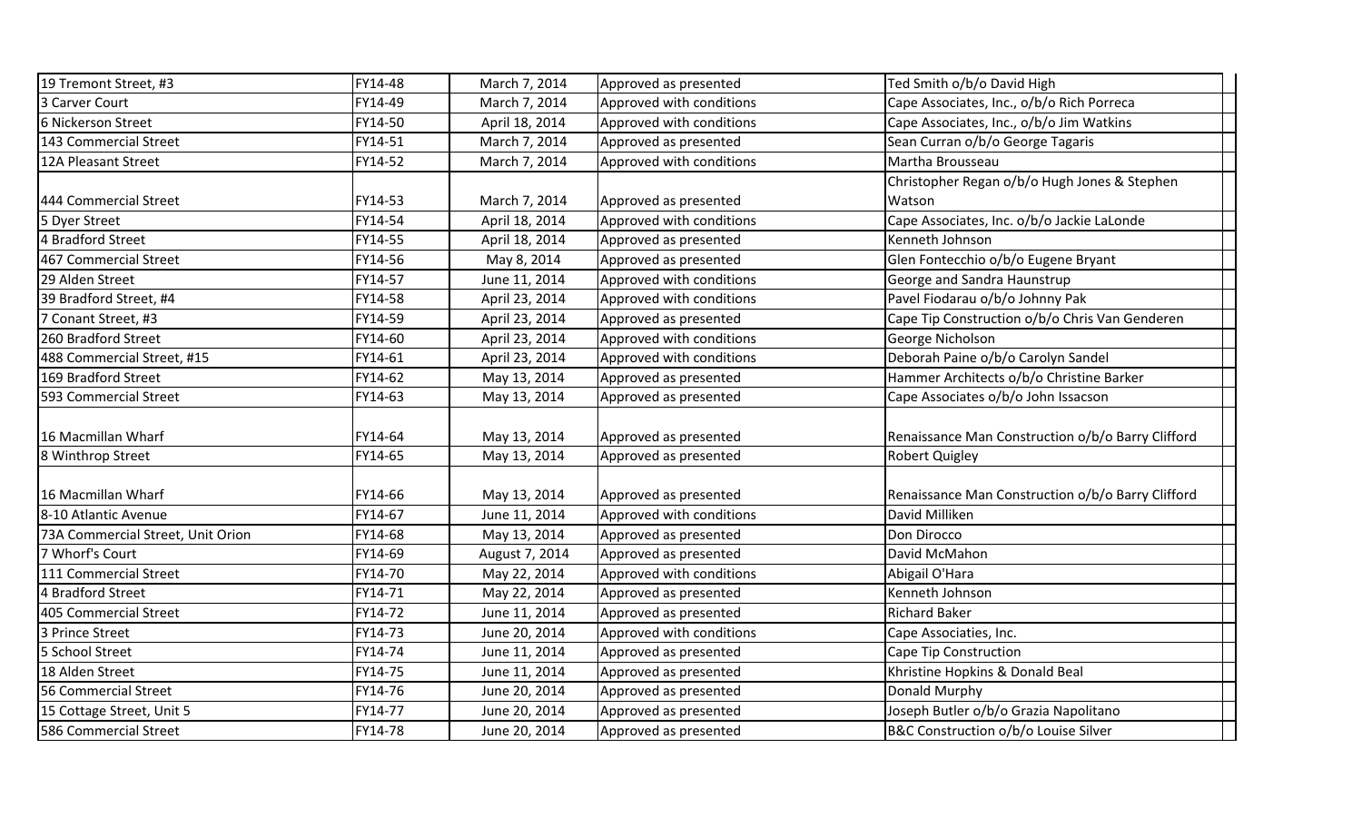| | | | | |
|---|---|---|---|---|
| 19 Tremont Street, #3 | FY14-48 | March 7, 2014 | Approved as presented | Ted Smith o/b/o David High |
| 3 Carver Court | FY14-49 | March 7, 2014 | Approved with conditions | Cape Associates, Inc., o/b/o Rich Porreca |
| 6 Nickerson Street | FY14-50 | April 18, 2014 | Approved with conditions | Cape Associates, Inc., o/b/o Jim Watkins |
| 143 Commercial Street | FY14-51 | March 7, 2014 | Approved as presented | Sean Curran o/b/o George Tagaris |
| 12A Pleasant Street | FY14-52 | March 7, 2014 | Approved with conditions | Martha Brousseau |
| 444 Commercial Street | FY14-53 | March 7, 2014 | Approved as presented | Christopher Regan o/b/o Hugh Jones & Stephen Watson |
| 5 Dyer Street | FY14-54 | April 18, 2014 | Approved with conditions | Cape Associates, Inc. o/b/o Jackie LaLonde |
| 4 Bradford Street | FY14-55 | April 18, 2014 | Approved as presented | Kenneth Johnson |
| 467 Commercial Street | FY14-56 | May 8, 2014 | Approved as presented | Glen Fontecchio o/b/o Eugene Bryant |
| 29 Alden Street | FY14-57 | June 11, 2014 | Approved with conditions | George and Sandra Haunstrup |
| 39 Bradford Street, #4 | FY14-58 | April 23, 2014 | Approved with conditions | Pavel Fiodarau o/b/o Johnny Pak |
| 7 Conant Street, #3 | FY14-59 | April 23, 2014 | Approved as presented | Cape Tip Construction o/b/o Chris Van Genderen |
| 260 Bradford Street | FY14-60 | April 23, 2014 | Approved with conditions | George Nicholson |
| 488 Commercial Street, #15 | FY14-61 | April 23, 2014 | Approved with conditions | Deborah Paine o/b/o Carolyn Sandel |
| 169 Bradford Street | FY14-62 | May 13, 2014 | Approved as presented | Hammer Architects o/b/o Christine Barker |
| 593 Commercial Street | FY14-63 | May 13, 2014 | Approved as presented | Cape Associates o/b/o John Issacson |
| 16 Macmillan Wharf | FY14-64 | May 13, 2014 | Approved as presented | Renaissance Man Construction o/b/o Barry Clifford |
| 8 Winthrop Street | FY14-65 | May 13, 2014 | Approved as presented | Robert Quigley |
| 16 Macmillan Wharf | FY14-66 | May 13, 2014 | Approved as presented | Renaissance Man Construction o/b/o Barry Clifford |
| 8-10 Atlantic Avenue | FY14-67 | June 11, 2014 | Approved with conditions | David Milliken |
| 73A Commercial Street, Unit Orion | FY14-68 | May 13, 2014 | Approved as presented | Don Dirocco |
| 7 Whorf's Court | FY14-69 | August 7, 2014 | Approved as presented | David McMahon |
| 111 Commercial Street | FY14-70 | May 22, 2014 | Approved with conditions | Abigail O'Hara |
| 4 Bradford Street | FY14-71 | May 22, 2014 | Approved as presented | Kenneth Johnson |
| 405 Commercial Street | FY14-72 | June 11, 2014 | Approved as presented | Richard Baker |
| 3 Prince Street | FY14-73 | June 20, 2014 | Approved with conditions | Cape Associaties, Inc. |
| 5 School Street | FY14-74 | June 11, 2014 | Approved as presented | Cape Tip Construction |
| 18 Alden Street | FY14-75 | June 11, 2014 | Approved as presented | Khristine Hopkins & Donald Beal |
| 56 Commercial Street | FY14-76 | June 20, 2014 | Approved as presented | Donald Murphy |
| 15 Cottage Street, Unit 5 | FY14-77 | June 20, 2014 | Approved as presented | Joseph Butler o/b/o Grazia Napolitano |
| 586 Commercial Street | FY14-78 | June 20, 2014 | Approved as presented | B&C Construction o/b/o Louise Silver |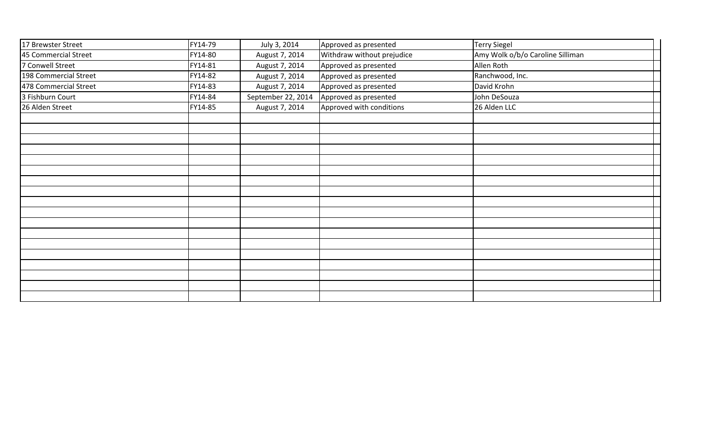| | | | | |
|---|---|---|---|---|
| 17 Brewster Street | FY14-79 | July 3, 2014 | Approved as presented | Terry Siegel |
| 45 Commercial Street | FY14-80 | August 7, 2014 | Withdraw without prejudice | Amy Wolk o/b/o Caroline Silliman |
| 7 Conwell Street | FY14-81 | August 7, 2014 | Approved as presented | Allen Roth |
| 198 Commercial Street | FY14-82 | August 7, 2014 | Approved as presented | Ranchwood, Inc. |
| 478 Commercial Street | FY14-83 | August 7, 2014 | Approved as presented | David Krohn |
| 3 Fishburn Court | FY14-84 | September 22, 2014 | Approved as presented | John DeSouza |
| 26 Alden Street | FY14-85 | August 7, 2014 | Approved with conditions | 26 Alden LLC |